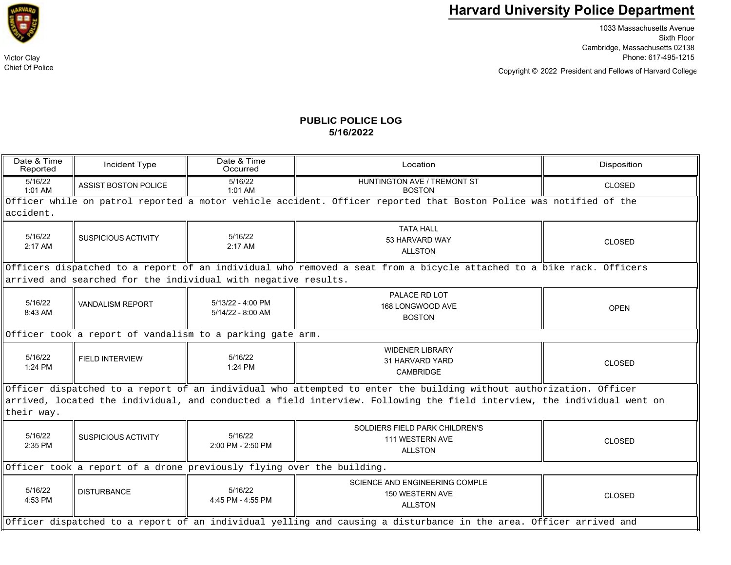# Harvard University Police Department

Victor Clay
Chief Of Police

1033 Massachusetts Avenue
Sixth Floor
Cambridge, Massachusetts 02138
Phone: 617-495-1215

Copyright © 2022 President and Fellows of Harvard College

## PUBLIC POLICE LOG
## 5/16/2022

| Date & Time Reported | Incident Type | Date & Time Occurred | Location | Disposition |
|---|---|---|---|---|
| 5/16/22 1:01 AM | ASSIST BOSTON POLICE | 5/16/22 1:01 AM | HUNTINGTON AVE / TREMONT ST BOSTON | CLOSED |
| Officer while on patrol reported a motor vehicle accident. Officer reported that Boston Police was notified of the accident. | | | | |
| 5/16/22 2:17 AM | SUSPICIOUS ACTIVITY | 5/16/22 2:17 AM | TATA HALL 53 HARVARD WAY ALLSTON | CLOSED |
| Officers dispatched to a report of an individual who removed a seat from a bicycle attached to a bike rack. Officers arrived and searched for the individual with negative results. | | | | |
| 5/16/22 8:43 AM | VANDALISM REPORT | 5/13/22 - 4:00 PM 5/14/22 - 8:00 AM | PALACE RD LOT 168 LONGWOOD AVE BOSTON | OPEN |
| Officer took a report of vandalism to a parking gate arm. | | | | |
| 5/16/22 1:24 PM | FIELD INTERVIEW | 5/16/22 1:24 PM | WIDENER LIBRARY 31 HARVARD YARD CAMBRIDGE | CLOSED |
| Officer dispatched to a report of an individual who attempted to enter the building without authorization. Officer arrived, located the individual, and conducted a field interview. Following the field interview, the individual went on their way. | | | | |
| 5/16/22 2:35 PM | SUSPICIOUS ACTIVITY | 5/16/22 2:00 PM - 2:50 PM | SOLDIERS FIELD PARK CHILDREN'S 111 WESTERN AVE ALLSTON | CLOSED |
| Officer took a report of a drone previously flying over the building. | | | | |
| 5/16/22 4:53 PM | DISTURBANCE | 5/16/22 4:45 PM - 4:55 PM | SCIENCE AND ENGINEERING COMPLE 150 WESTERN AVE ALLSTON | CLOSED |
| Officer dispatched to a report of an individual yelling and causing a disturbance in the area. Officer arrived and | | | | |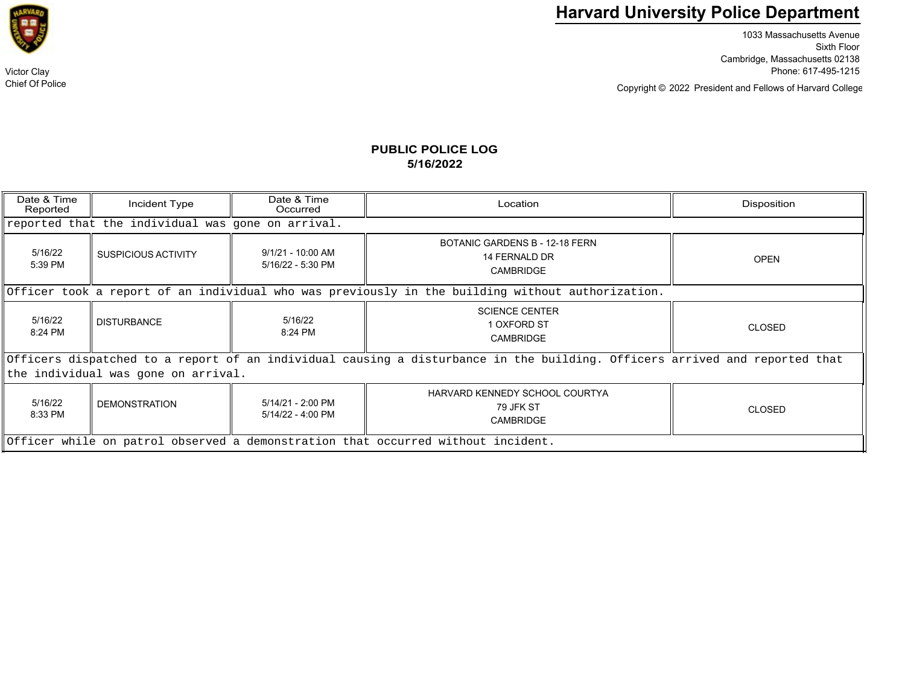# Harvard University Police Department

1033 Massachusetts Avenue
Sixth Floor
Cambridge, Massachusetts 02138
Phone: 617-495-1215

Victor Clay
Chief Of Police

Copyright © 2022 President and Fellows of Harvard College

## PUBLIC POLICE LOG
## 5/16/2022

| Date & Time Reported | Incident Type | Date & Time Occurred | Location | Disposition |
|---|---|---|---|---|
| reported that the individual was gone on arrival. | | | | |
| 5/16/22 5:39 PM | SUSPICIOUS ACTIVITY | 9/1/21 - 10:00 AM 5/16/22 - 5:30 PM | BOTANIC GARDENS B - 12-18 FERN 14 FERNALD DR CAMBRIDGE | OPEN |
| Officer took a report of an individual who was previously in the building without authorization. | | | | |
| 5/16/22 8:24 PM | DISTURBANCE | 5/16/22 8:24 PM | SCIENCE CENTER 1 OXFORD ST CAMBRIDGE | CLOSED |
| Officers dispatched to a report of an individual causing a disturbance in the building. Officers arrived and reported that the individual was gone on arrival. | | | | |
| 5/16/22 8:33 PM | DEMONSTRATION | 5/14/21 - 2:00 PM 5/14/22 - 4:00 PM | HARVARD KENNEDY SCHOOL COURTYA 79 JFK ST CAMBRIDGE | CLOSED |
| Officer while on patrol observed a demonstration that occurred without incident. | | | | |